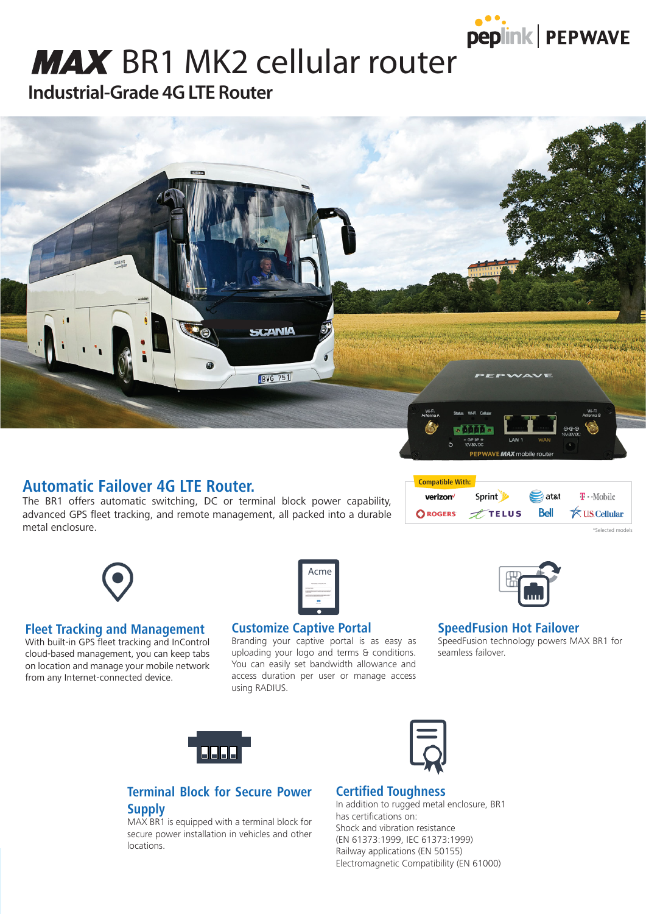# MAX BR1 MK2 cellular router

## Industrial-Grade 4G LTE Router

## Automatic Failover 4G LTE Router.

The BR1 offers automatic switching, DC or terminal block power capability, advanced GPS fleet tracking, and remote management, all packed into a durable metal enclosure.

**Compatible With:** verizon, Sprint, at&t, T-Mobile, ROGERS, TELUS, Bell, US Cellular

*Selected models

### Fleet Tracking and Management

With built-in GPS fleet tracking and InControl cloud-based management, you can keep tabs on location and manage your mobile network from any Internet-connected device.

### Customize Captive Portal

Branding your captive portal is as easy as uploading your logo and terms & conditions. You can easily set bandwidth allowance and access duration per user or manage access using RADIUS.

### SpeedFusion Hot Failover

SpeedFusion technology powers MAX BR1 for seamless failover.

### Terminal Block for Secure Power Supply

MAX BR1 is equipped with a terminal block for secure power installation in vehicles and other locations.

### Certified Toughness

In addition to rugged metal enclosure, BR1 has certifications on:

Shock and vibration resistance
(EN 61373:1999, IEC 61373:1999)
Railway applications (EN 50155)
Electromagnetic Compatibility (EN 61000)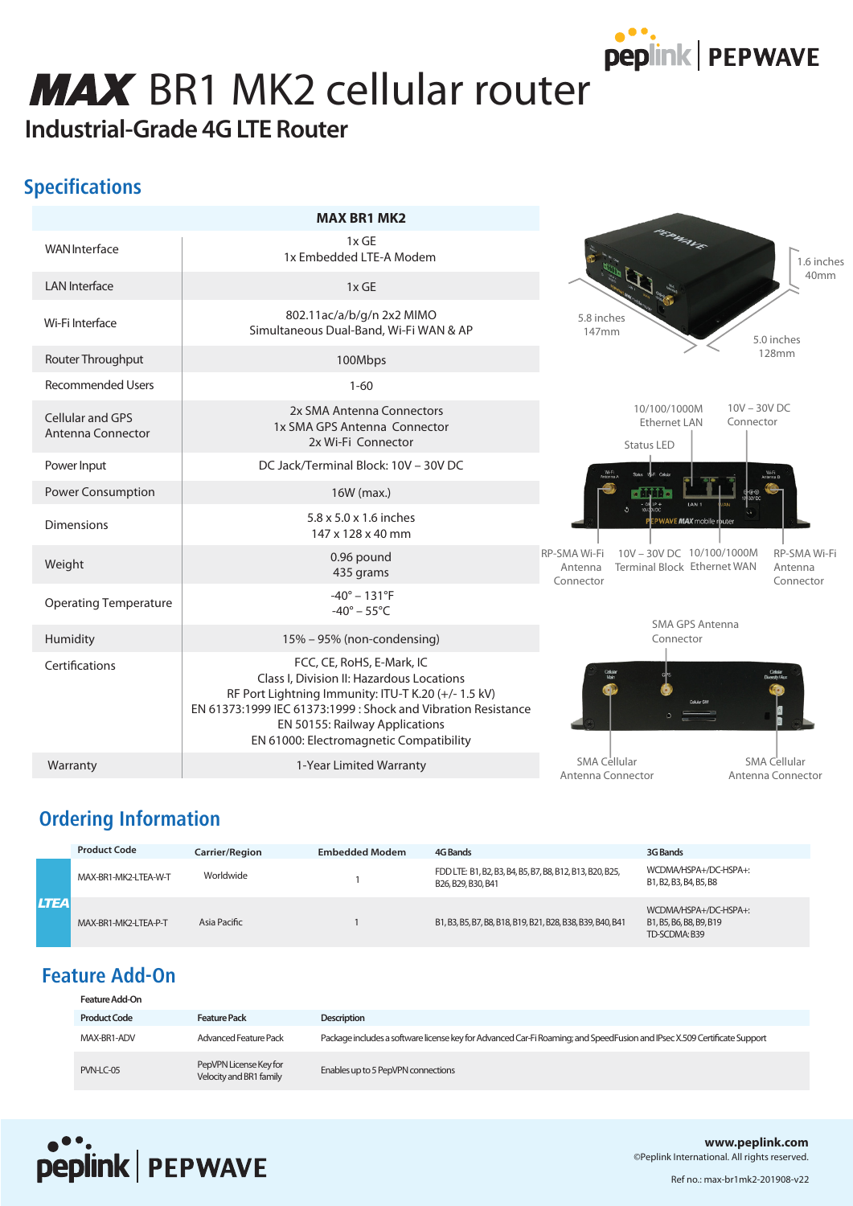# MAX BR1 MK2 cellular router

## Industrial-Grade 4G LTE Router

## Specifications

| | MAX BR1 MK2 |
|---|---|
| WAN Interface | 1x GE<br>1x Embedded LTE-A Modem |
| LAN Interface | 1x GE |
| Wi-Fi Interface | 802.11ac/a/b/g/n 2x2 MIMO<br>Simultaneous Dual-Band, Wi-Fi WAN & AP |
| Router Throughput | 100Mbps |
| Recommended Users | 1-60 |
| Cellular and GPS Antenna Connector | 2x SMA Antenna Connectors<br>1x SMA GPS Antenna Connector<br>2x Wi-Fi Connector |
| Power Input | DC Jack/Terminal Block: 10V – 30V DC |
| Power Consumption | 16W (max.) |
| Dimensions | 5.8 x 5.0 x 1.6 inches<br>147 x 128 x 40 mm |
| Weight | 0.96 pound<br>435 grams |
| Operating Temperature | -40° – 131°F<br>-40° – 55°C |
| Humidity | 15% – 95% (non-condensing) |
| Certifications | FCC, CE, RoHS, E-Mark, IC<br>Class I, Division II: Hazardous Locations<br>RF Port Lightning Immunity: ITU-T K.20 (+/- 1.5 kV)<br>EN 61373:1999 IEC 61373:1999 : Shock and Vibration Resistance<br>EN 50155: Railway Applications<br>EN 61000: Electromagnetic Compatibility |
| Warranty | 1-Year Limited Warranty |

1.6 inches
40mm

5.8 inches
147mm

5.0 inches
128mm

10/100/1000M Ethernet LAN

10V – 30V DC Connector

Status LED

RP-SMA Wi-Fi Antenna Connector

10V – 30V DC Terminal Block

10/100/1000M Ethernet WAN

RP-SMA Wi-Fi Antenna Connector

SMA GPS Antenna Connector

SMA Cellular Antenna Connector

SMA Cellular Antenna Connector

## Ordering Information

| | Product Code | Carrier/Region | Embedded Modem | 4G Bands | 3G Bands |
|---|---|---|---|---|---|
| LTEA | MAX-BR1-MK2-LTEA-W-T | Worldwide | 1 | FDD LTE: B1, B2, B3, B4, B5, B7, B8, B12, B13, B20, B25, B26, B29, B30, B41 | WCDMA/HSPA+/DC-HSPA+: B1, B2, B3, B4, B5, B8 |
| | MAX-BR1-MK2-LTEA-P-T | Asia Pacific | 1 | B1, B3, B5, B7, B8, B18, B19, B21, B28, B38, B39, B40, B41 | WCDMA/HSPA+/DC-HSPA+: B1, B5, B6, B8, B9, B19<br>TD-SCDMA: B39 |

## Feature Add-On

Feature Add-On

| Product Code | Feature Pack | Description |
|---|---|---|
| MAX-BR1-ADV | Advanced Feature Pack | Package includes a software license key for Advanced Car-Fi Roaming; and SpeedFusion and IPsec X.509 Certificate Support |
| PVN-LC-05 | PepVPN License Key for Velocity and BR1 family | Enables up to 5 PepVPN connections |

www.peplink.com
©Peplink International. All rights reserved.

Ref no.: max-br1mk2-201908-v22